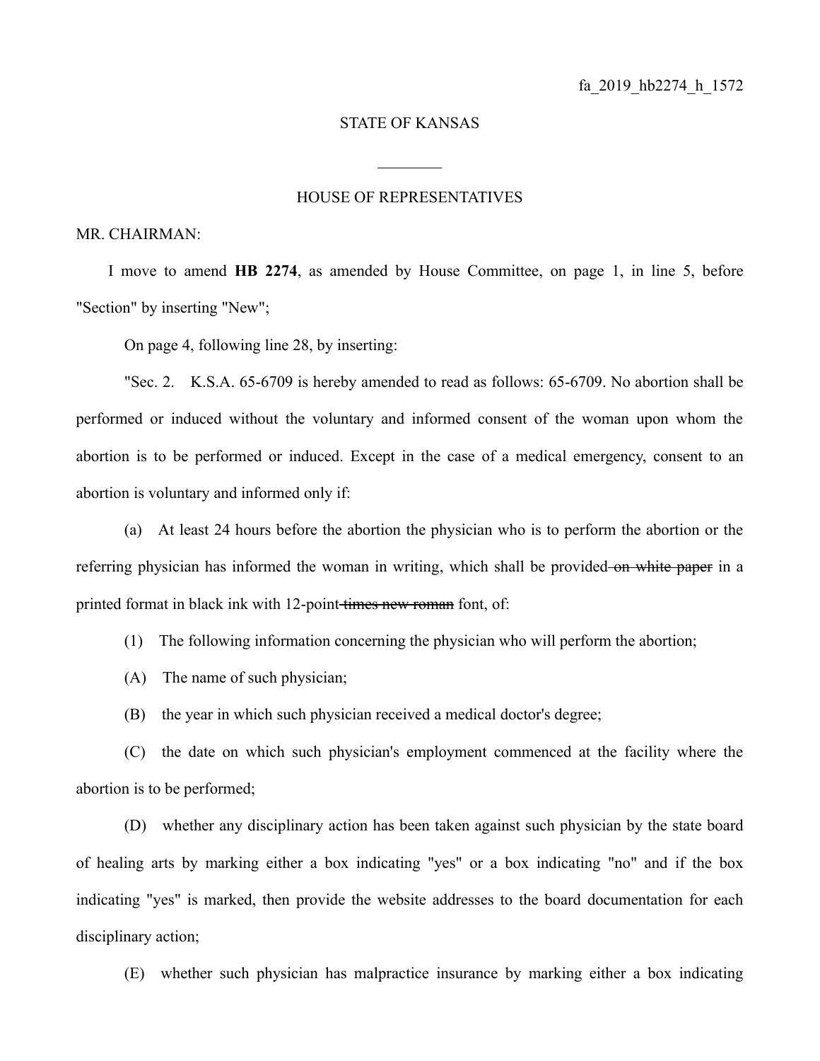fa_2019_hb2274_h_1572

STATE OF KANSAS

________

HOUSE OF REPRESENTATIVES

MR. CHAIRMAN:

I move to amend **HB 2274**, as amended by House Committee, on page 1, in line 5, before "Section" by inserting "New";

On page 4, following line 28, by inserting:

"Sec. 2. K.S.A. 65-6709 is hereby amended to read as follows: 65-6709. No abortion shall be performed or induced without the voluntary and informed consent of the woman upon whom the abortion is to be performed or induced. Except in the case of a medical emergency, consent to an abortion is voluntary and informed only if:

(a) At least 24 hours before the abortion the physician who is to perform the abortion or the referring physician has informed the woman in writing, which shall be provided ~~on white paper~~ in a printed format in black ink with 12-point ~~times new roman~~ font, of:

(1) The following information concerning the physician who will perform the abortion;

(A) The name of such physician;

(B) the year in which such physician received a medical doctor's degree;

(C) the date on which such physician's employment commenced at the facility where the abortion is to be performed;

(D) whether any disciplinary action has been taken against such physician by the state board of healing arts by marking either a box indicating "yes" or a box indicating "no" and if the box indicating "yes" is marked, then provide the website addresses to the board documentation for each disciplinary action;

(E) whether such physician has malpractice insurance by marking either a box indicating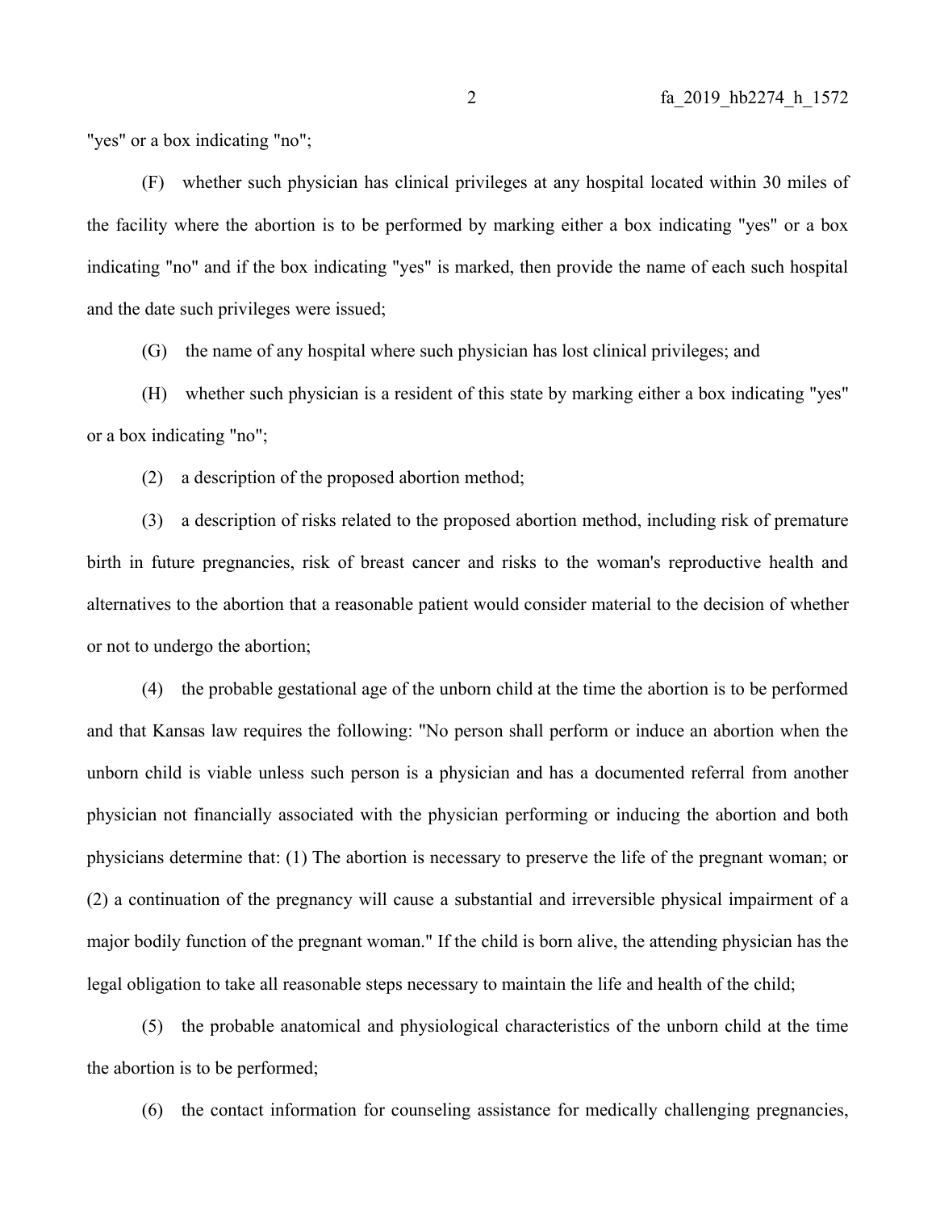"yes" or a box indicating "no";

(F) whether such physician has clinical privileges at any hospital located within 30 miles of the facility where the abortion is to be performed by marking either a box indicating "yes" or a box indicating "no" and if the box indicating "yes" is marked, then provide the name of each such hospital and the date such privileges were issued;

(G) the name of any hospital where such physician has lost clinical privileges; and

(H) whether such physician is a resident of this state by marking either a box indicating "yes" or a box indicating "no";

(2) a description of the proposed abortion method;

(3) a description of risks related to the proposed abortion method, including risk of premature birth in future pregnancies, risk of breast cancer and risks to the woman's reproductive health and alternatives to the abortion that a reasonable patient would consider material to the decision of whether or not to undergo the abortion;

(4) the probable gestational age of the unborn child at the time the abortion is to be performed and that Kansas law requires the following: "No person shall perform or induce an abortion when the unborn child is viable unless such person is a physician and has a documented referral from another physician not financially associated with the physician performing or inducing the abortion and both physicians determine that: (1) The abortion is necessary to preserve the life of the pregnant woman; or (2) a continuation of the pregnancy will cause a substantial and irreversible physical impairment of a major bodily function of the pregnant woman." If the child is born alive, the attending physician has the legal obligation to take all reasonable steps necessary to maintain the life and health of the child;

(5) the probable anatomical and physiological characteristics of the unborn child at the time the abortion is to be performed;

(6) the contact information for counseling assistance for medically challenging pregnancies,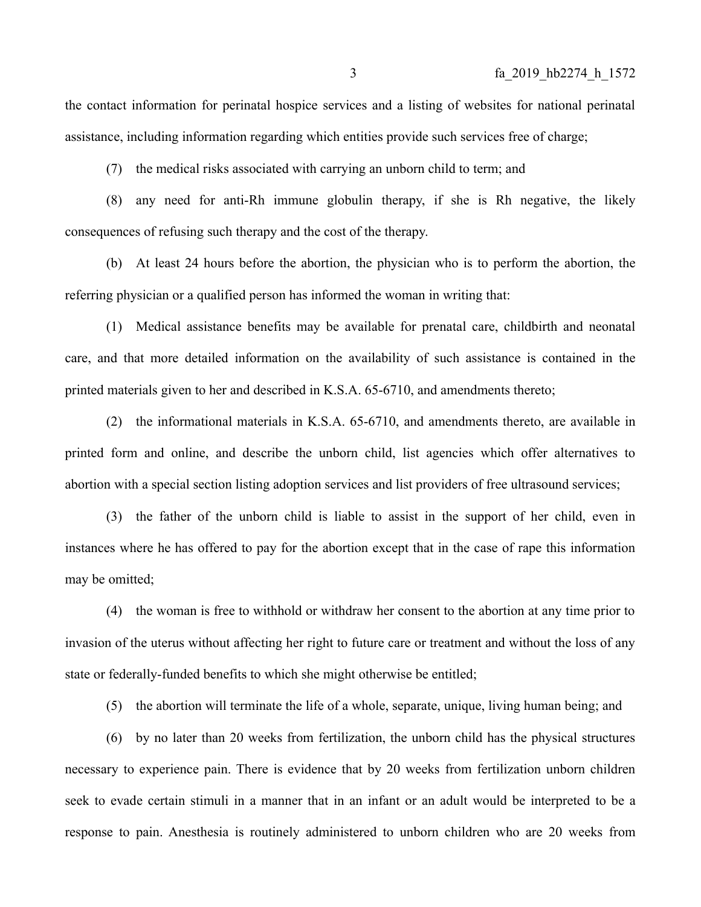the contact information for perinatal hospice services and a listing of websites for national perinatal assistance, including information regarding which entities provide such services free of charge;

(7) the medical risks associated with carrying an unborn child to term; and

(8) any need for anti-Rh immune globulin therapy, if she is Rh negative, the likely consequences of refusing such therapy and the cost of the therapy.

(b) At least 24 hours before the abortion, the physician who is to perform the abortion, the referring physician or a qualified person has informed the woman in writing that:

(1) Medical assistance benefits may be available for prenatal care, childbirth and neonatal care, and that more detailed information on the availability of such assistance is contained in the printed materials given to her and described in K.S.A. 65-6710, and amendments thereto;

(2) the informational materials in K.S.A. 65-6710, and amendments thereto, are available in printed form and online, and describe the unborn child, list agencies which offer alternatives to abortion with a special section listing adoption services and list providers of free ultrasound services;

(3) the father of the unborn child is liable to assist in the support of her child, even in instances where he has offered to pay for the abortion except that in the case of rape this information may be omitted;

(4) the woman is free to withhold or withdraw her consent to the abortion at any time prior to invasion of the uterus without affecting her right to future care or treatment and without the loss of any state or federally-funded benefits to which she might otherwise be entitled;

(5) the abortion will terminate the life of a whole, separate, unique, living human being; and

(6) by no later than 20 weeks from fertilization, the unborn child has the physical structures necessary to experience pain. There is evidence that by 20 weeks from fertilization unborn children seek to evade certain stimuli in a manner that in an infant or an adult would be interpreted to be a response to pain. Anesthesia is routinely administered to unborn children who are 20 weeks from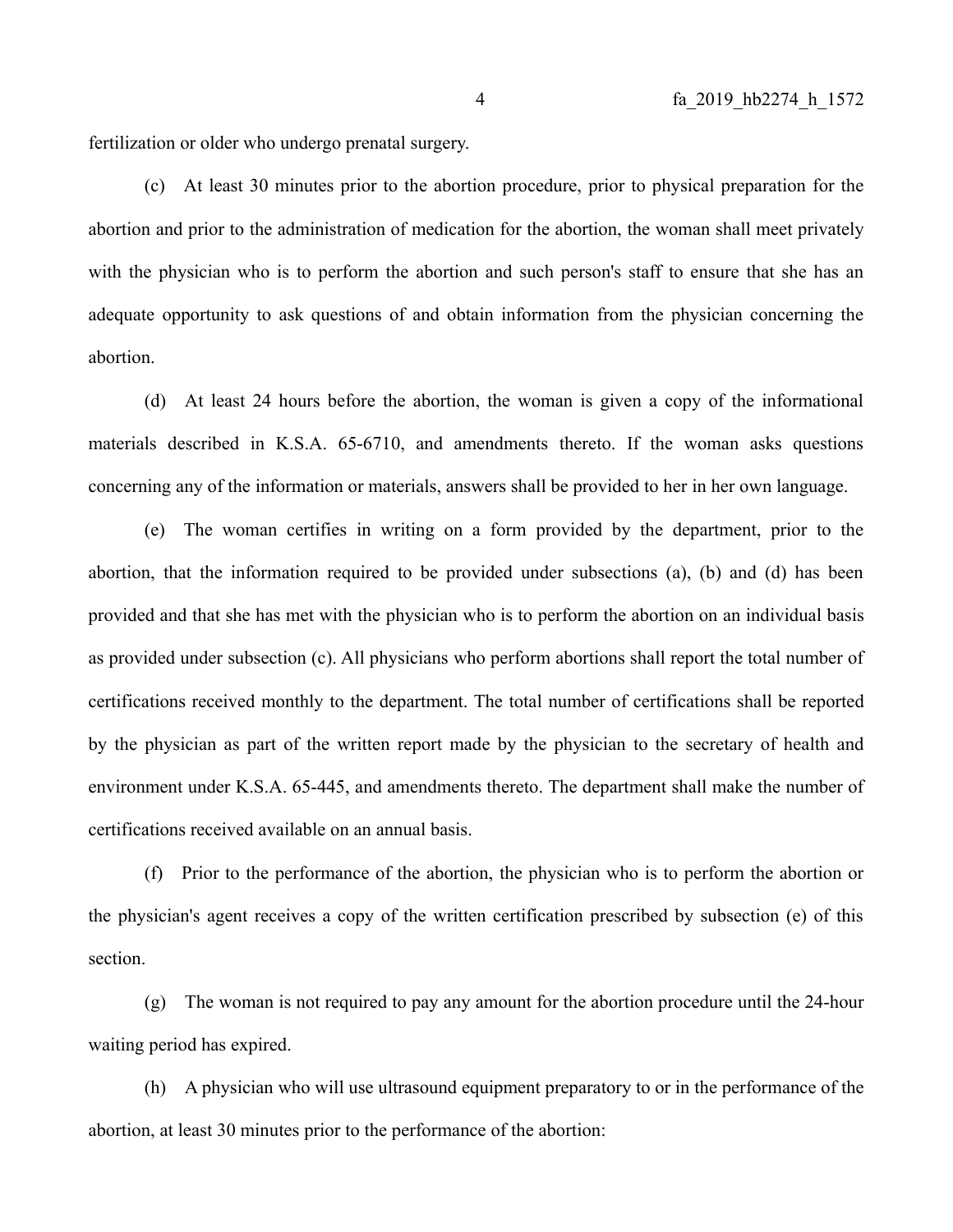fertilization or older who undergo prenatal surgery.

(c) At least 30 minutes prior to the abortion procedure, prior to physical preparation for the abortion and prior to the administration of medication for the abortion, the woman shall meet privately with the physician who is to perform the abortion and such person's staff to ensure that she has an adequate opportunity to ask questions of and obtain information from the physician concerning the abortion.

(d) At least 24 hours before the abortion, the woman is given a copy of the informational materials described in K.S.A. 65-6710, and amendments thereto. If the woman asks questions concerning any of the information or materials, answers shall be provided to her in her own language.

(e) The woman certifies in writing on a form provided by the department, prior to the abortion, that the information required to be provided under subsections (a), (b) and (d) has been provided and that she has met with the physician who is to perform the abortion on an individual basis as provided under subsection (c). All physicians who perform abortions shall report the total number of certifications received monthly to the department. The total number of certifications shall be reported by the physician as part of the written report made by the physician to the secretary of health and environment under K.S.A. 65-445, and amendments thereto. The department shall make the number of certifications received available on an annual basis.

(f) Prior to the performance of the abortion, the physician who is to perform the abortion or the physician's agent receives a copy of the written certification prescribed by subsection (e) of this section.

(g) The woman is not required to pay any amount for the abortion procedure until the 24-hour waiting period has expired.

(h) A physician who will use ultrasound equipment preparatory to or in the performance of the abortion, at least 30 minutes prior to the performance of the abortion: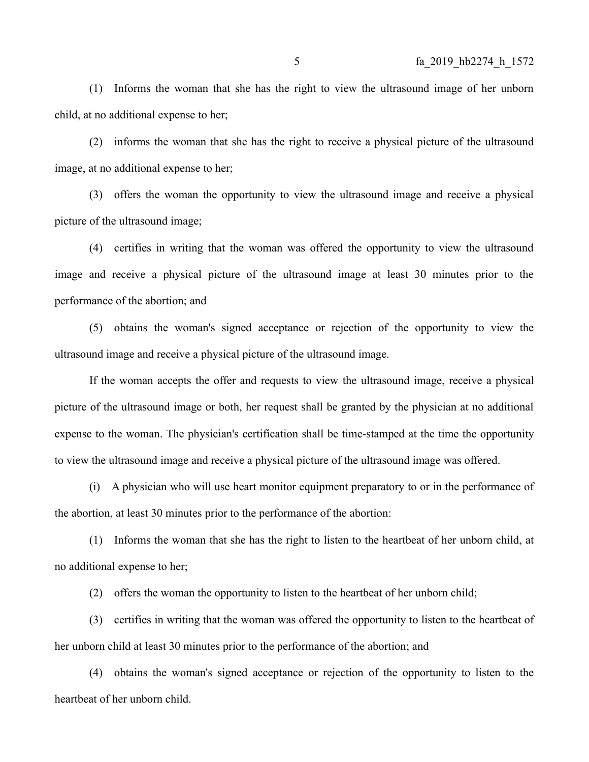(1) Informs the woman that she has the right to view the ultrasound image of her unborn child, at no additional expense to her;

(2) informs the woman that she has the right to receive a physical picture of the ultrasound image, at no additional expense to her;

(3) offers the woman the opportunity to view the ultrasound image and receive a physical picture of the ultrasound image;

(4) certifies in writing that the woman was offered the opportunity to view the ultrasound image and receive a physical picture of the ultrasound image at least 30 minutes prior to the performance of the abortion; and

(5) obtains the woman's signed acceptance or rejection of the opportunity to view the ultrasound image and receive a physical picture of the ultrasound image.

If the woman accepts the offer and requests to view the ultrasound image, receive a physical picture of the ultrasound image or both, her request shall be granted by the physician at no additional expense to the woman. The physician's certification shall be time-stamped at the time the opportunity to view the ultrasound image and receive a physical picture of the ultrasound image was offered.

(i) A physician who will use heart monitor equipment preparatory to or in the performance of the abortion, at least 30 minutes prior to the performance of the abortion:

(1) Informs the woman that she has the right to listen to the heartbeat of her unborn child, at no additional expense to her;

(2) offers the woman the opportunity to listen to the heartbeat of her unborn child;

(3) certifies in writing that the woman was offered the opportunity to listen to the heartbeat of her unborn child at least 30 minutes prior to the performance of the abortion; and

(4) obtains the woman's signed acceptance or rejection of the opportunity to listen to the heartbeat of her unborn child.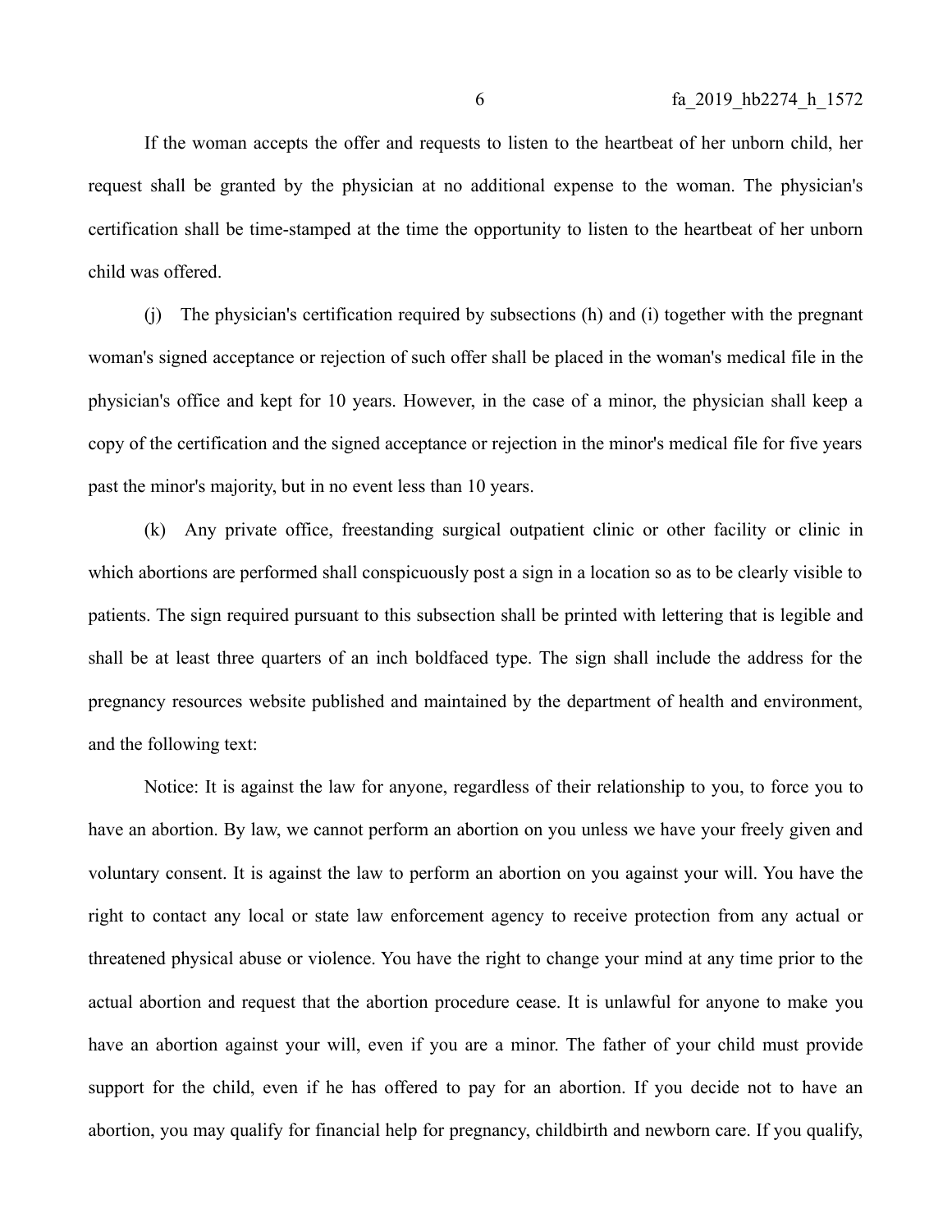If the woman accepts the offer and requests to listen to the heartbeat of her unborn child, her request shall be granted by the physician at no additional expense to the woman. The physician's certification shall be time-stamped at the time the opportunity to listen to the heartbeat of her unborn child was offered.

(j) The physician's certification required by subsections (h) and (i) together with the pregnant woman's signed acceptance or rejection of such offer shall be placed in the woman's medical file in the physician's office and kept for 10 years. However, in the case of a minor, the physician shall keep a copy of the certification and the signed acceptance or rejection in the minor's medical file for five years past the minor's majority, but in no event less than 10 years.

(k) Any private office, freestanding surgical outpatient clinic or other facility or clinic in which abortions are performed shall conspicuously post a sign in a location so as to be clearly visible to patients. The sign required pursuant to this subsection shall be printed with lettering that is legible and shall be at least three quarters of an inch boldfaced type. The sign shall include the address for the pregnancy resources website published and maintained by the department of health and environment, and the following text:

Notice: It is against the law for anyone, regardless of their relationship to you, to force you to have an abortion. By law, we cannot perform an abortion on you unless we have your freely given and voluntary consent. It is against the law to perform an abortion on you against your will. You have the right to contact any local or state law enforcement agency to receive protection from any actual or threatened physical abuse or violence. You have the right to change your mind at any time prior to the actual abortion and request that the abortion procedure cease. It is unlawful for anyone to make you have an abortion against your will, even if you are a minor. The father of your child must provide support for the child, even if he has offered to pay for an abortion. If you decide not to have an abortion, you may qualify for financial help for pregnancy, childbirth and newborn care. If you qualify,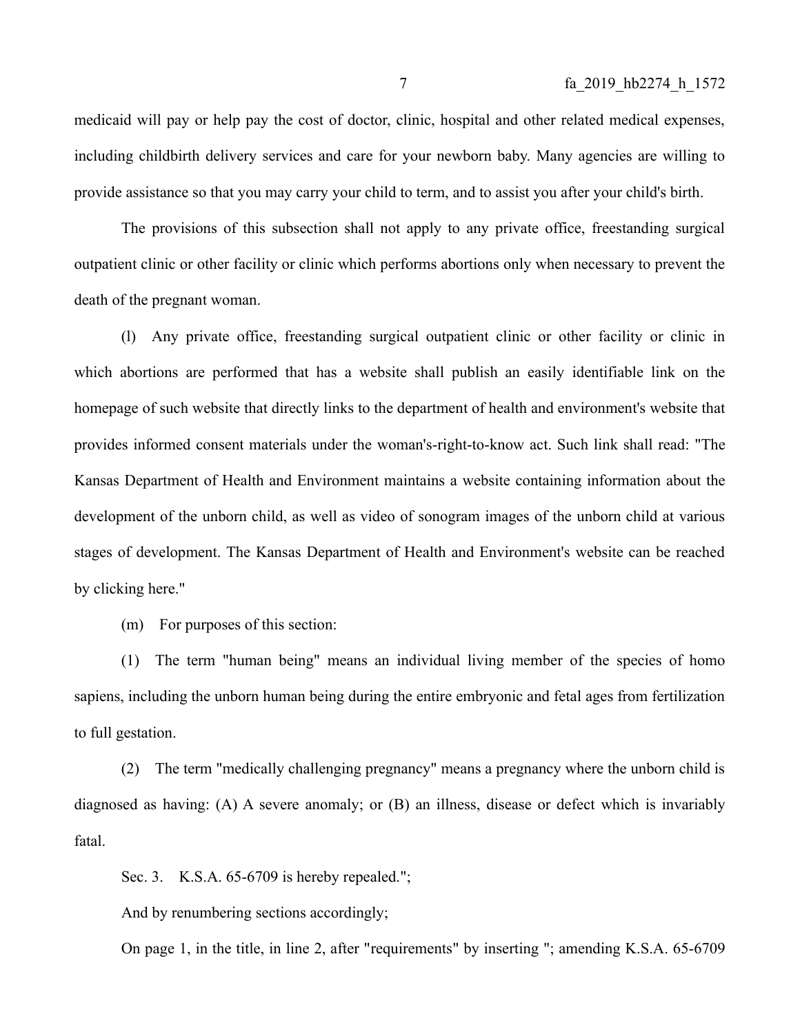medicaid will pay or help pay the cost of doctor, clinic, hospital and other related medical expenses, including childbirth delivery services and care for your newborn baby. Many agencies are willing to provide assistance so that you may carry your child to term, and to assist you after your child's birth.

The provisions of this subsection shall not apply to any private office, freestanding surgical outpatient clinic or other facility or clinic which performs abortions only when necessary to prevent the death of the pregnant woman.

(l) Any private office, freestanding surgical outpatient clinic or other facility or clinic in which abortions are performed that has a website shall publish an easily identifiable link on the homepage of such website that directly links to the department of health and environment's website that provides informed consent materials under the woman's-right-to-know act. Such link shall read: "The Kansas Department of Health and Environment maintains a website containing information about the development of the unborn child, as well as video of sonogram images of the unborn child at various stages of development. The Kansas Department of Health and Environment's website can be reached by clicking here."

(m) For purposes of this section:

(1) The term "human being" means an individual living member of the species of homo sapiens, including the unborn human being during the entire embryonic and fetal ages from fertilization to full gestation.

(2) The term "medically challenging pregnancy" means a pregnancy where the unborn child is diagnosed as having: (A) A severe anomaly; or (B) an illness, disease or defect which is invariably fatal.

Sec. 3. K.S.A. 65-6709 is hereby repealed.";

And by renumbering sections accordingly;

On page 1, in the title, in line 2, after "requirements" by inserting "; amending K.S.A. 65-6709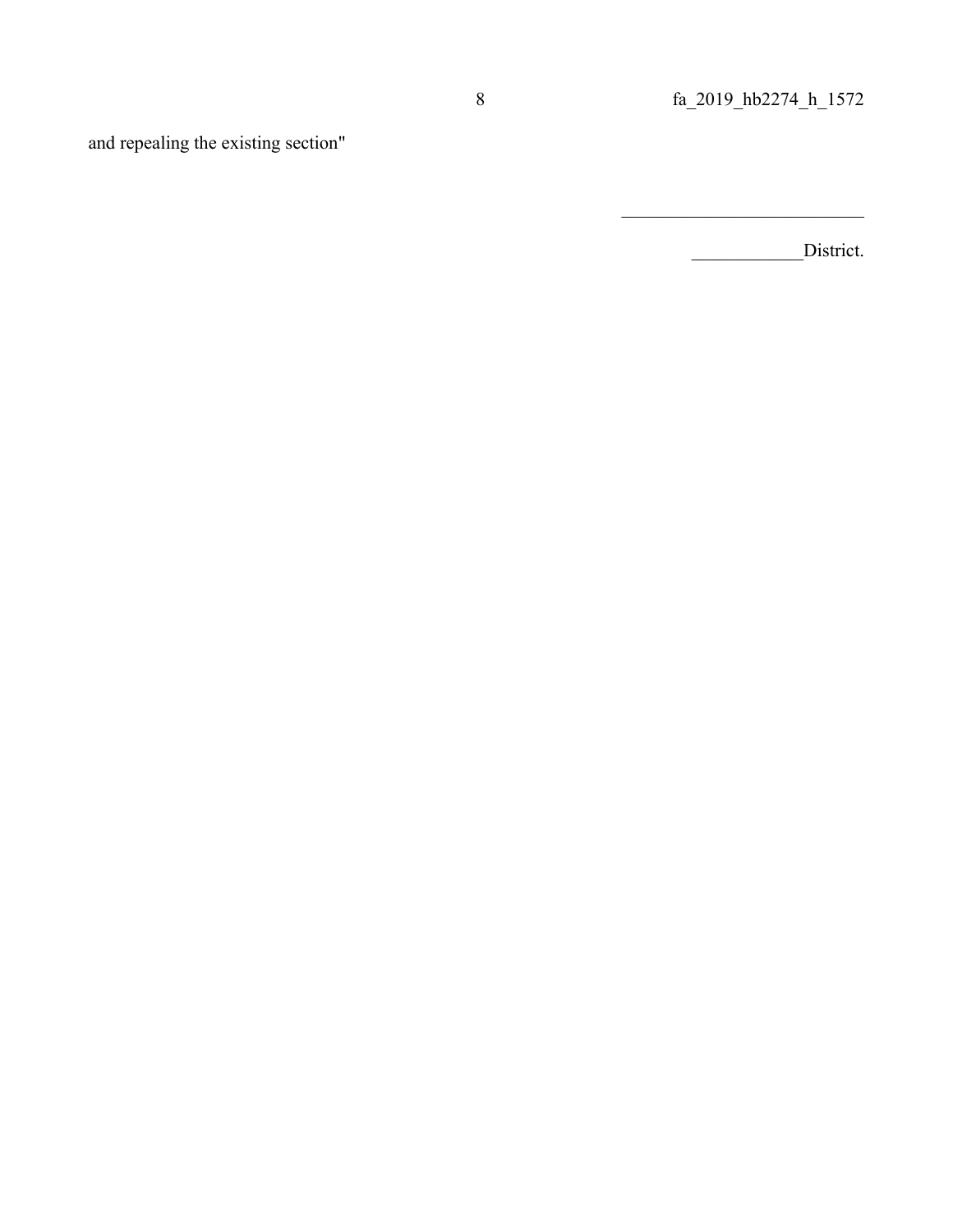and repealing the existing section"

\_\_\_\_\_\_\_\_\_\_\_\_\_\_\_\_\_\_\_\_\_\_\_\_\_\_

\_\_\_\_\_\_\_\_\_\_\_\_District.